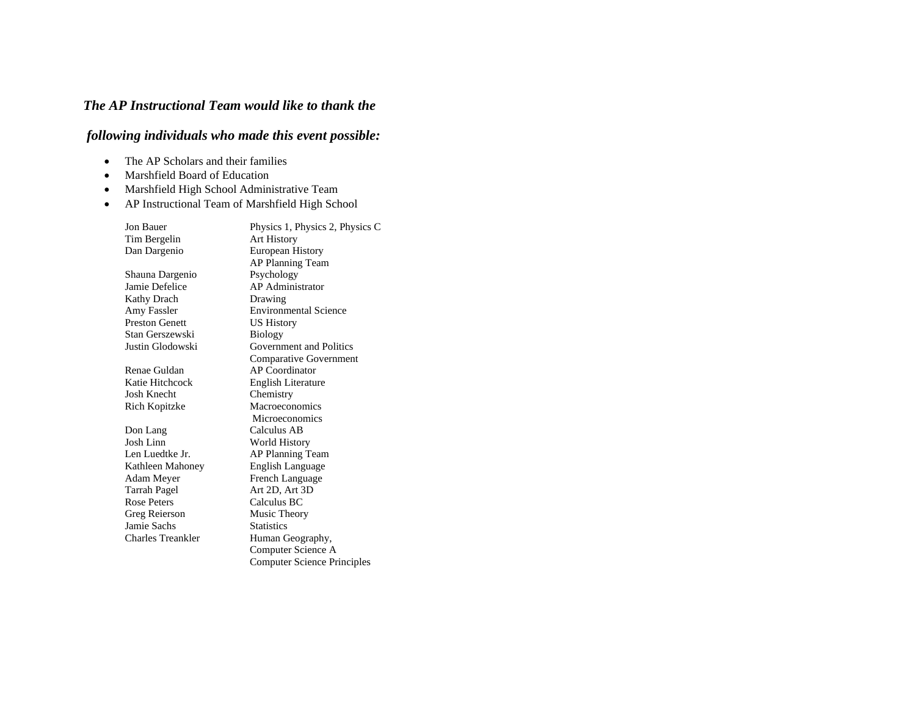***The AP Instructional Team would like to thank the following individuals who made this event possible:***

- The AP Scholars and their families
- Marshfield Board of Education
- Marshfield High School Administrative Team
- AP Instructional Team of Marshfield High School

| | |
|---|---|
| Jon Bauer | Physics 1, Physics 2, Physics C |
| Tim Bergelin | Art History |
| Dan Dargenio | European History<br>AP Planning Team |
| Shauna Dargenio | Psychology |
| Jamie Defelice | AP Administrator |
| Kathy Drach | Drawing |
| Amy Fassler | Environmental Science |
| Preston Genett | US History |
| Stan Gerszewski | Biology |
| Justin Glodowski | Government and Politics<br>Comparative Government |
| Renae Guldan | AP Coordinator |
| Katie Hitchcock | English Literature |
| Josh Knecht | Chemistry |
| Rich Kopitzke | Macroeconomics<br>Microeconomics |
| Don Lang | Calculus AB |
| Josh Linn | World History |
| Len Luedtke Jr. | AP Planning Team |
| Kathleen Mahoney | English Language |
| Adam Meyer | French Language |
| Tarrah Pagel | Art 2D, Art 3D |
| Rose Peters | Calculus BC |
| Greg Reierson | Music Theory |
| Jamie Sachs | Statistics |
| Charles Treankler | Human Geography,<br>Computer Science A<br>Computer Science Principles |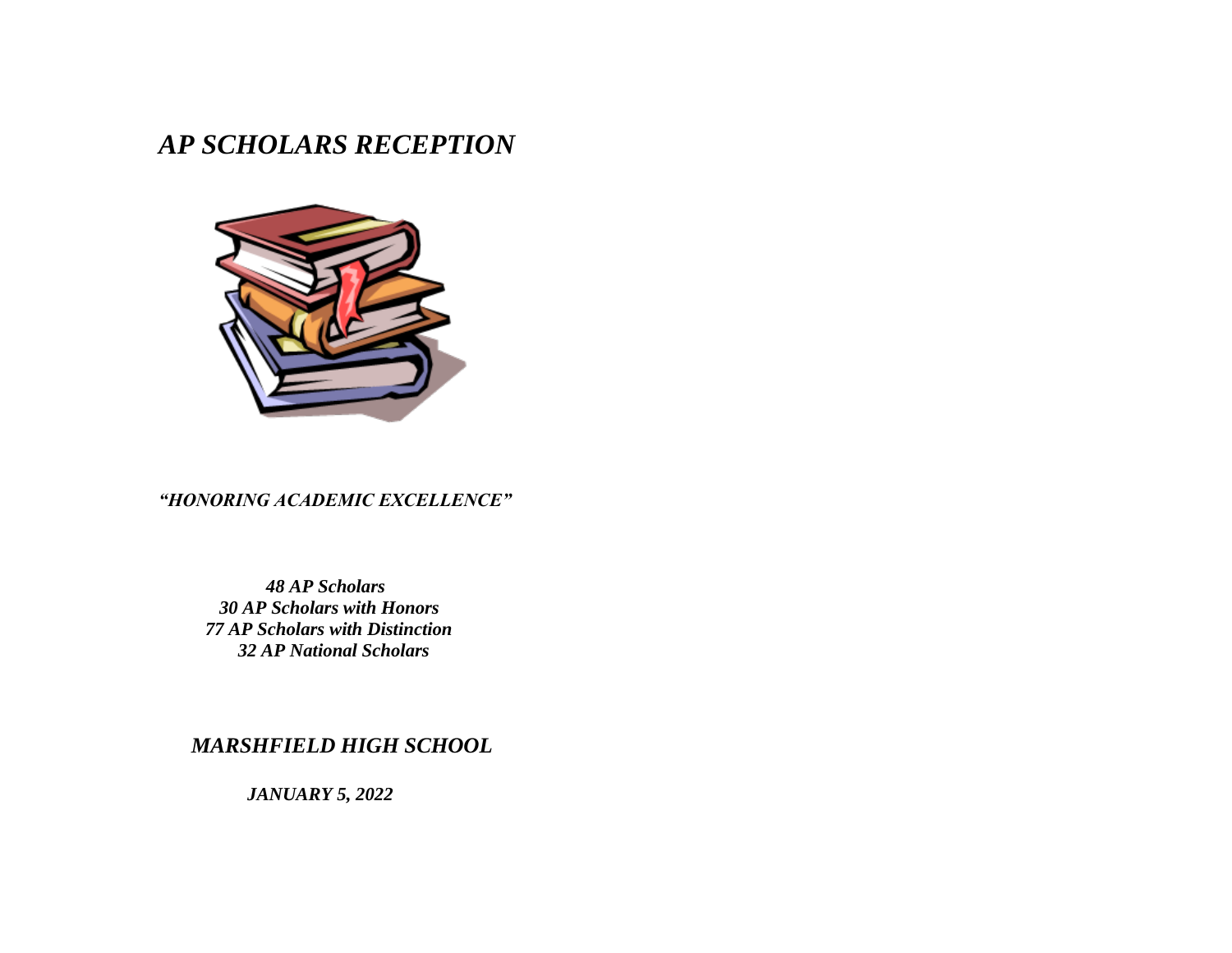# *AP SCHOLARS RECEPTION*

*"HONORING ACADEMIC EXCELLENCE"*

*48 AP Scholars*
*30 AP Scholars with Honors*
*77 AP Scholars with Distinction*
*32 AP National Scholars*

## *MARSHFIELD HIGH SCHOOL*

*JANUARY 5, 2022*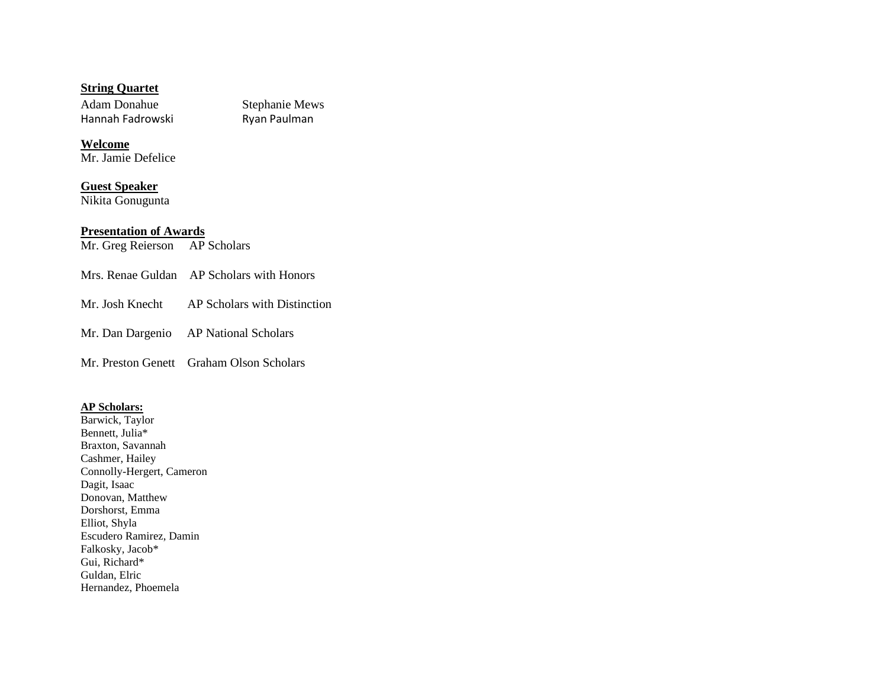**String Quartet**

Adam Donahue
Hannah Fadrowski
Stephanie Mews
Ryan Paulman

**Welcome**

Mr. Jamie Defelice

**Guest Speaker**

Nikita Gonugunta

**Presentation of Awards**

Mr. Greg Reierson    AP Scholars

Mrs. Renae Guldan    AP Scholars with Honors

Mr. Josh Knecht    AP Scholars with Distinction

Mr. Dan Dargenio    AP National Scholars

Mr. Preston Genett    Graham Olson Scholars

**AP Scholars:**

Barwick, Taylor
Bennett, Julia*
Braxton, Savannah
Cashmer, Hailey
Connolly-Hergert, Cameron
Dagit, Isaac
Donovan, Matthew
Dorshorst, Emma
Elliot, Shyla
Escudero Ramirez, Damin
Falkosky, Jacob*
Gui, Richard*
Guldan, Elric
Hernandez, Phoemela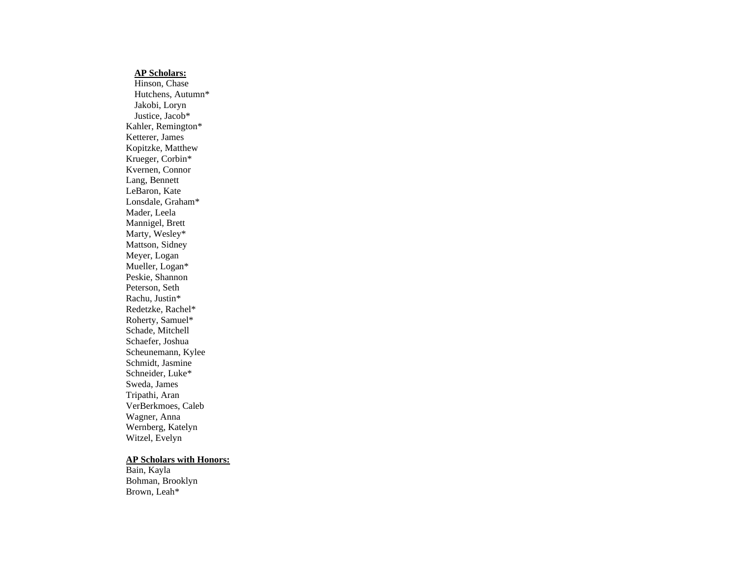**AP Scholars:**

Hinson, Chase
Hutchens, Autumn*
Jakobi, Loryn
Justice, Jacob*
Kahler, Remington*
Ketterer, James
Kopitzke, Matthew
Krueger, Corbin*
Kvernen, Connor
Lang, Bennett
LeBaron, Kate
Lonsdale, Graham*
Mader, Leela
Mannigel, Brett
Marty, Wesley*
Mattson, Sidney
Meyer, Logan
Mueller, Logan*
Peskie, Shannon
Peterson, Seth
Rachu, Justin*
Redetzke, Rachel*
Roherty, Samuel*
Schade, Mitchell
Schaefer, Joshua
Scheunemann, Kylee
Schmidt, Jasmine
Schneider, Luke*
Sweda, James
Tripathi, Aran
VerBerkmoes, Caleb
Wagner, Anna
Wernberg, Katelyn
Witzel, Evelyn

**AP Scholars with Honors:**

Bain, Kayla
Bohman, Brooklyn
Brown, Leah*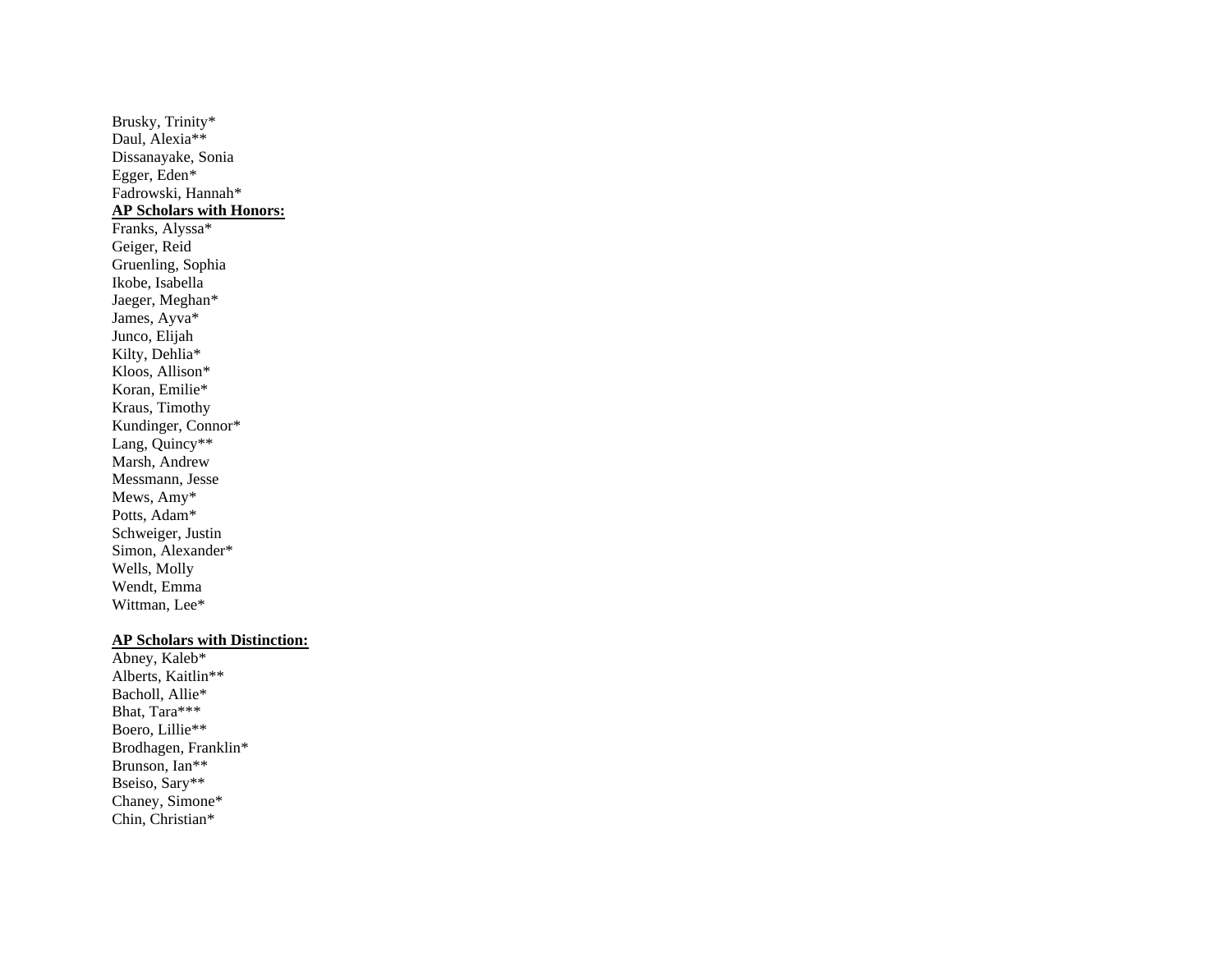Brusky, Trinity*
Daul, Alexia**
Dissanayake, Sonia
Egger, Eden*
Fadrowski, Hannah*

**AP Scholars with Honors:**

Franks, Alyssa*
Geiger, Reid
Gruenling, Sophia
Ikobe, Isabella
Jaeger, Meghan*
James, Ayva*
Junco, Elijah
Kilty, Dehlia*
Kloos, Allison*
Koran, Emilie*
Kraus, Timothy
Kundinger, Connor*
Lang, Quincy**
Marsh, Andrew
Messmann, Jesse
Mews, Amy*
Potts, Adam*
Schweiger, Justin
Simon, Alexander*
Wells, Molly
Wendt, Emma
Wittman, Lee*

**AP Scholars with Distinction:**

Abney, Kaleb*
Alberts, Kaitlin**
Bacholl, Allie*
Bhat, Tara***
Boero, Lillie**
Brodhagen, Franklin*
Brunson, Ian**
Bseiso, Sary**
Chaney, Simone*
Chin, Christian*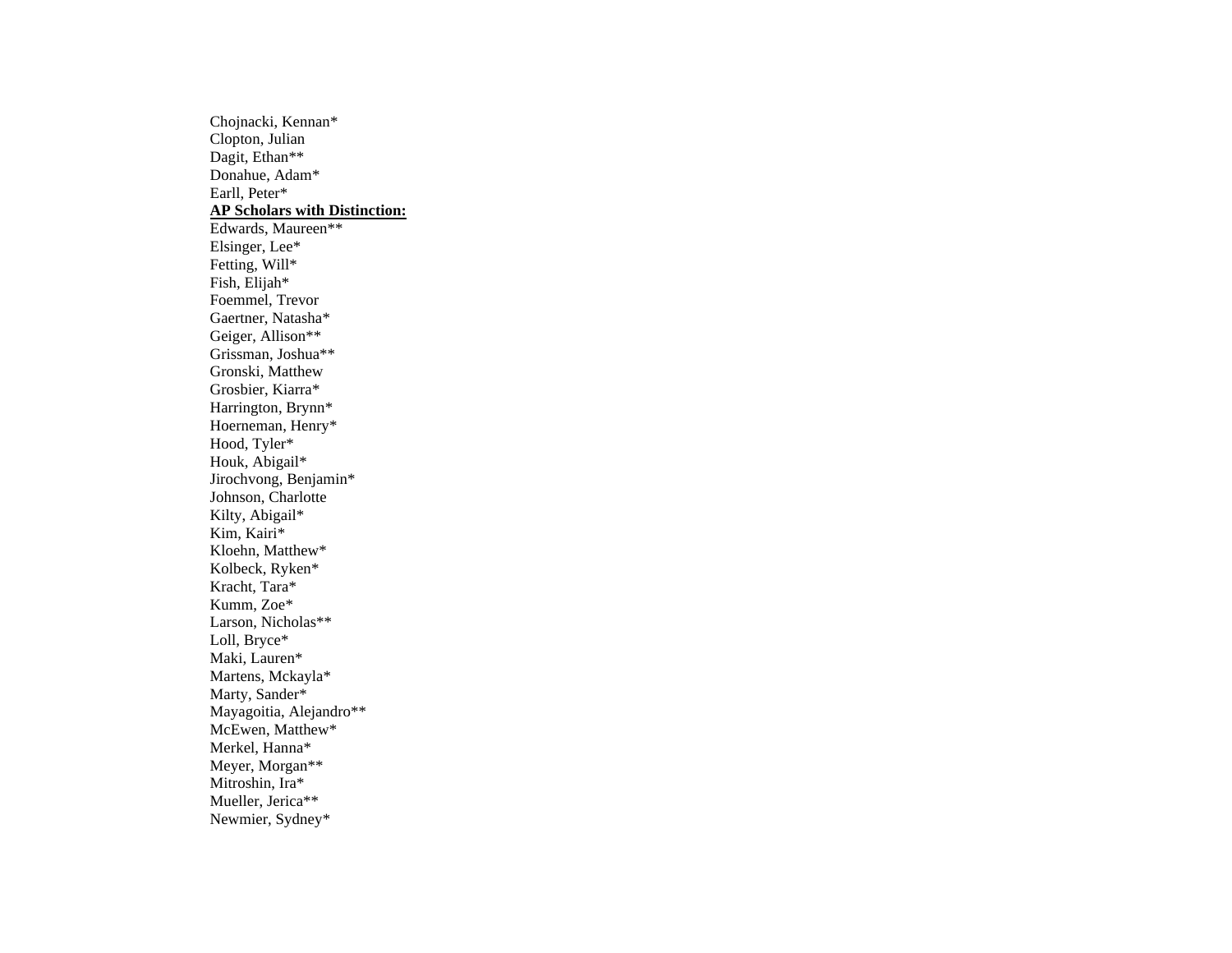Chojnacki, Kennan*
Clopton, Julian
Dagit, Ethan**
Donahue, Adam*
Earll, Peter*

**AP Scholars with Distinction:**

Edwards, Maureen**
Elsinger, Lee*
Fetting, Will*
Fish, Elijah*
Foemmel, Trevor
Gaertner, Natasha*
Geiger, Allison**
Grissman, Joshua**
Gronski, Matthew
Grosbier, Kiarra*
Harrington, Brynn*
Hoerneman, Henry*
Hood, Tyler*
Houk, Abigail*
Jirochvong, Benjamin*
Johnson, Charlotte
Kilty, Abigail*
Kim, Kairi*
Kloehn, Matthew*
Kolbeck, Ryken*
Kracht, Tara*
Kumm, Zoe*
Larson, Nicholas**
Loll, Bryce*
Maki, Lauren*
Martens, Mckayla*
Marty, Sander*
Mayagoitia, Alejandro**
McEwen, Matthew*
Merkel, Hanna*
Meyer, Morgan**
Mitroshin, Ira*
Mueller, Jerica**
Newmier, Sydney*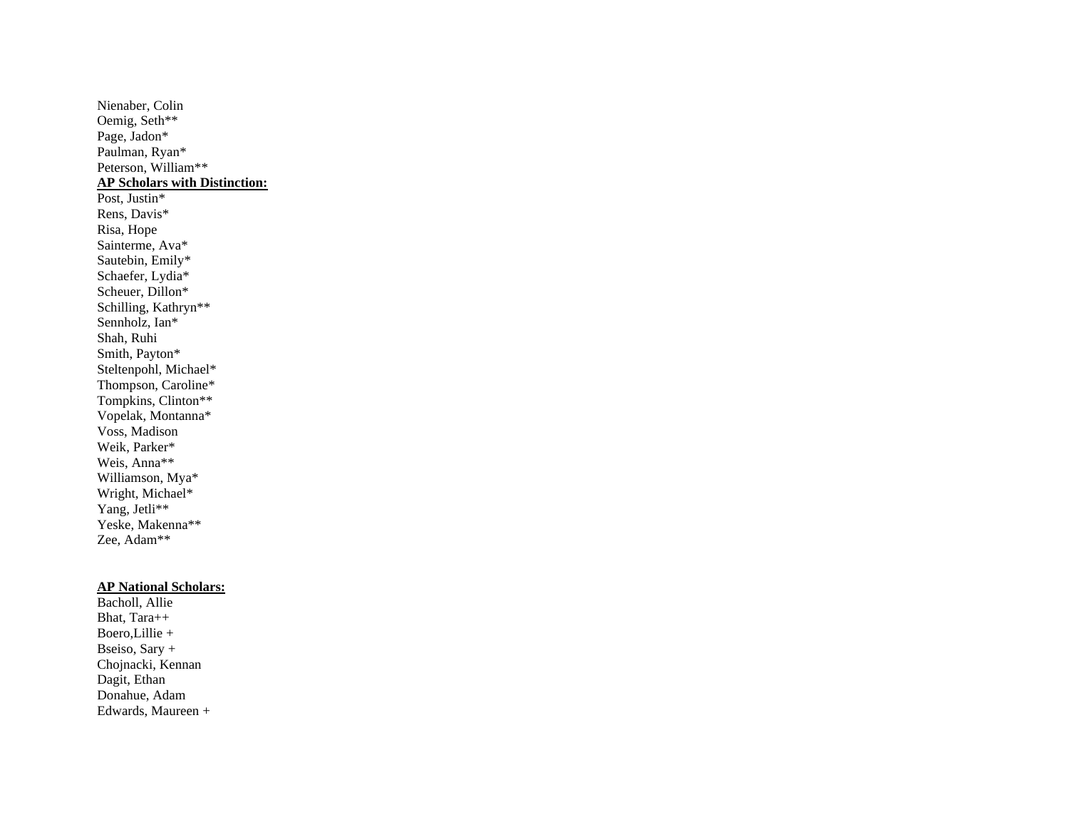Nienaber, Colin
Oemig, Seth**
Page, Jadon*
Paulman, Ryan*
Peterson, William**

**AP Scholars with Distinction:**

Post, Justin*
Rens, Davis*
Risa, Hope
Sainterme, Ava*
Sautebin, Emily*
Schaefer, Lydia*
Scheuer, Dillon*
Schilling, Kathryn**
Sennholz, Ian*
Shah, Ruhi
Smith, Payton*
Steltenpohl, Michael*
Thompson, Caroline*
Tompkins, Clinton**
Vopelak, Montanna*
Voss, Madison
Weik, Parker*
Weis, Anna**
Williamson, Mya*
Wright, Michael*
Yang, Jetli**
Yeske, Makenna**
Zee, Adam**

**AP National Scholars:**

Bacholl, Allie
Bhat, Tara++
Boero,Lillie +
Bseiso, Sary +
Chojnacki, Kennan
Dagit, Ethan
Donahue, Adam
Edwards, Maureen +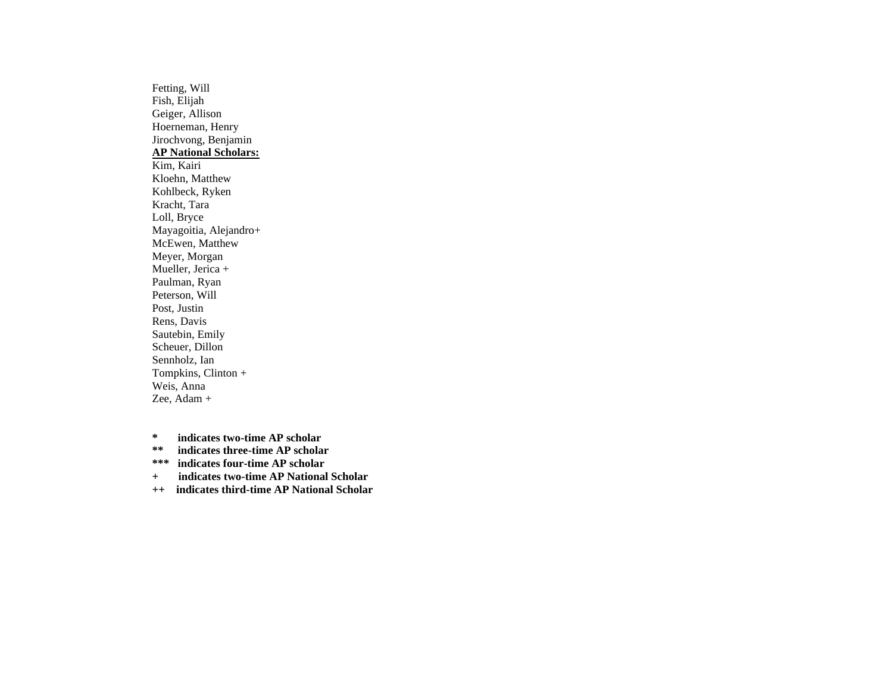Fetting, Will
Fish, Elijah
Geiger, Allison
Hoerneman, Henry
Jirochvong, Benjamin

**AP National Scholars:**

Kim, Kairi
Kloehn, Matthew
Kohlbeck, Ryken
Kracht, Tara
Loll, Bryce
Mayagoitia, Alejandro+
McEwen, Matthew
Meyer, Morgan
Mueller, Jerica +
Paulman, Ryan
Peterson, Will
Post, Justin
Rens, Davis
Sautebin, Emily
Scheuer, Dillon
Sennholz, Ian
Tompkins, Clinton +
Weis, Anna
Zee, Adam +

**\*      indicates two-time AP scholar**
**\*\*     indicates three-time AP scholar**
**\*\*\*   indicates four-time AP scholar**
**+      indicates two-time AP National Scholar**
**++    indicates third-time AP National Scholar**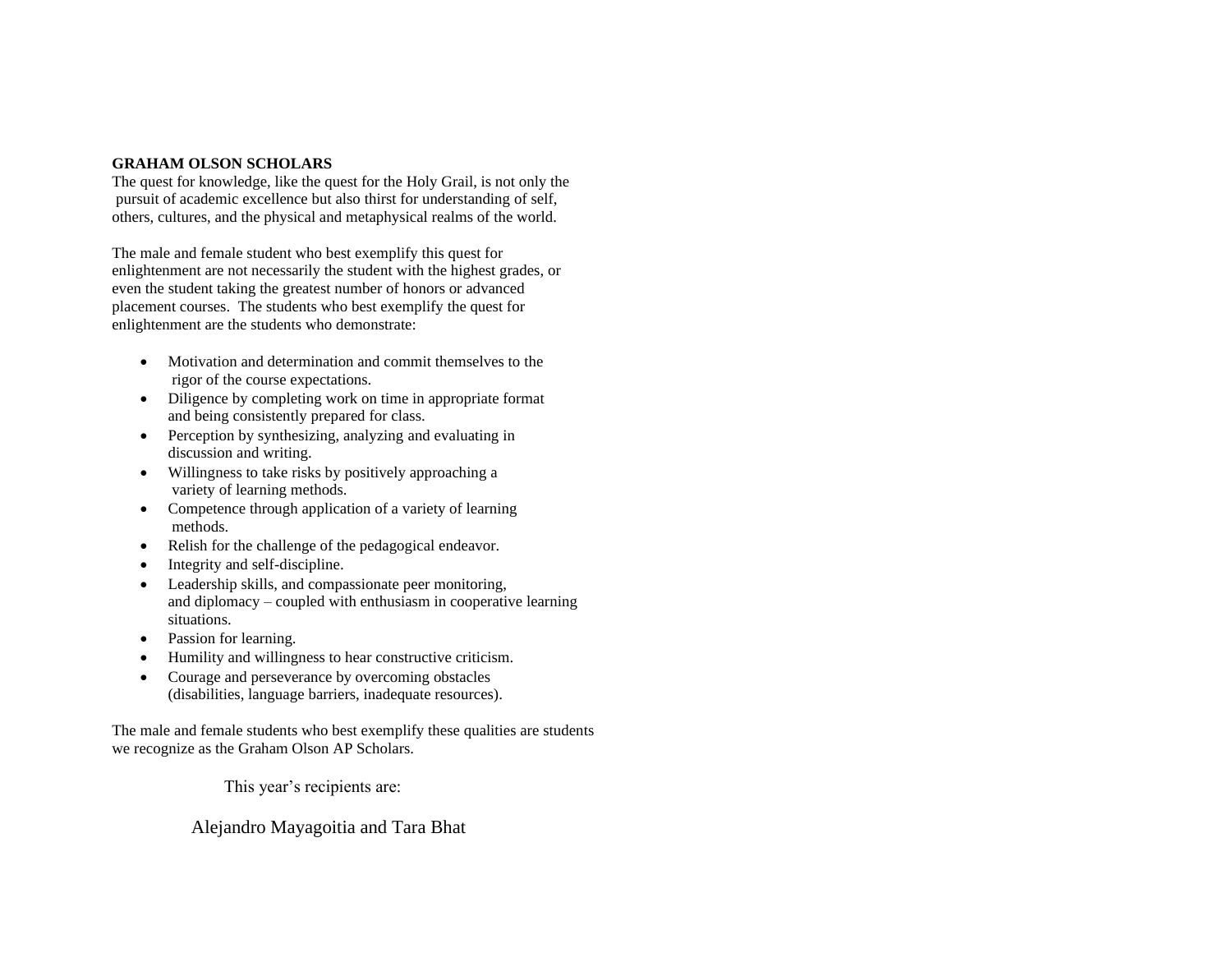**GRAHAM OLSON SCHOLARS**

The quest for knowledge, like the quest for the Holy Grail, is not only the pursuit of academic excellence but also thirst for understanding of self, others, cultures, and the physical and metaphysical realms of the world.

The male and female student who best exemplify this quest for enlightenment are not necessarily the student with the highest grades, or even the student taking the greatest number of honors or advanced placement courses. The students who best exemplify the quest for enlightenment are the students who demonstrate:

- Motivation and determination and commit themselves to the rigor of the course expectations.
- Diligence by completing work on time in appropriate format and being consistently prepared for class.
- Perception by synthesizing, analyzing and evaluating in discussion and writing.
- Willingness to take risks by positively approaching a variety of learning methods.
- Competence through application of a variety of learning methods.
- Relish for the challenge of the pedagogical endeavor.
- Integrity and self-discipline.
- Leadership skills, and compassionate peer monitoring, and diplomacy – coupled with enthusiasm in cooperative learning situations.
- Passion for learning.
- Humility and willingness to hear constructive criticism.
- Courage and perseverance by overcoming obstacles (disabilities, language barriers, inadequate resources).

The male and female students who best exemplify these qualities are students we recognize as the Graham Olson AP Scholars.

This year's recipients are:

Alejandro Mayagoitia and Tara Bhat